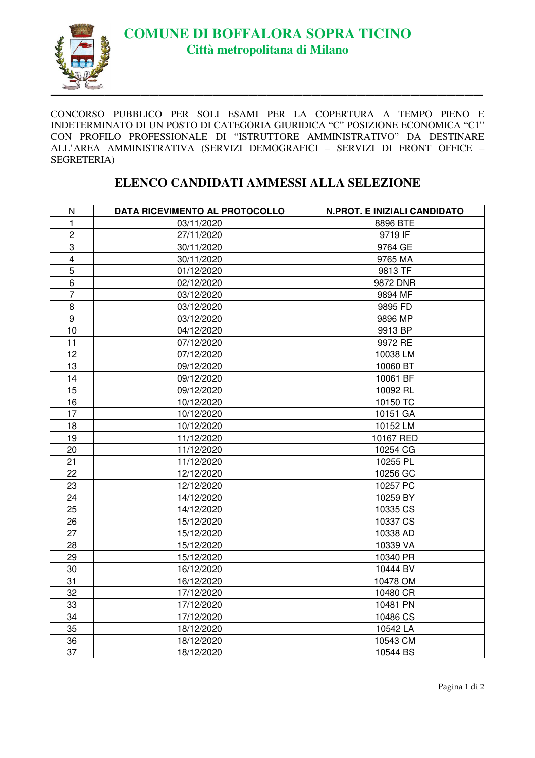# COMUNE DI BOFFALORA SOPRA TICINO

**Città metropolitana di Milano**

CONCORSO PUBBLICO PER SOLI ESAMI PER LA COPERTURA A TEMPO PIENO E INDETERMINATO DI UN POSTO DI CATEGORIA GIURIDICA "C" POSIZIONE ECONOMICA "C1" CON PROFILO PROFESSIONALE DI "ISTRUTTORE AMMINISTRATIVO" DA DESTINARE ALL'AREA AMMINISTRATIVA (SERVIZI DEMOGRAFICI – SERVIZI DI FRONT OFFICE – SEGRETERIA)

## ELENCO CANDIDATI AMMESSI ALLA SELEZIONE

| N | DATA RICEVIMENTO AL PROTOCOLLO | N.PROT. E INIZIALI CANDIDATO |
|---|---|---|
| 1 | 03/11/2020 | 8896 BTE |
| 2 | 27/11/2020 | 9719 IF |
| 3 | 30/11/2020 | 9764 GE |
| 4 | 30/11/2020 | 9765 MA |
| 5 | 01/12/2020 | 9813 TF |
| 6 | 02/12/2020 | 9872 DNR |
| 7 | 03/12/2020 | 9894 MF |
| 8 | 03/12/2020 | 9895 FD |
| 9 | 03/12/2020 | 9896 MP |
| 10 | 04/12/2020 | 9913 BP |
| 11 | 07/12/2020 | 9972 RE |
| 12 | 07/12/2020 | 10038 LM |
| 13 | 09/12/2020 | 10060 BT |
| 14 | 09/12/2020 | 10061 BF |
| 15 | 09/12/2020 | 10092 RL |
| 16 | 10/12/2020 | 10150 TC |
| 17 | 10/12/2020 | 10151 GA |
| 18 | 10/12/2020 | 10152 LM |
| 19 | 11/12/2020 | 10167 RED |
| 20 | 11/12/2020 | 10254 CG |
| 21 | 11/12/2020 | 10255 PL |
| 22 | 12/12/2020 | 10256 GC |
| 23 | 12/12/2020 | 10257 PC |
| 24 | 14/12/2020 | 10259 BY |
| 25 | 14/12/2020 | 10335 CS |
| 26 | 15/12/2020 | 10337 CS |
| 27 | 15/12/2020 | 10338 AD |
| 28 | 15/12/2020 | 10339 VA |
| 29 | 15/12/2020 | 10340 PR |
| 30 | 16/12/2020 | 10444 BV |
| 31 | 16/12/2020 | 10478 OM |
| 32 | 17/12/2020 | 10480 CR |
| 33 | 17/12/2020 | 10481 PN |
| 34 | 17/12/2020 | 10486 CS |
| 35 | 18/12/2020 | 10542 LA |
| 36 | 18/12/2020 | 10543 CM |
| 37 | 18/12/2020 | 10544 BS |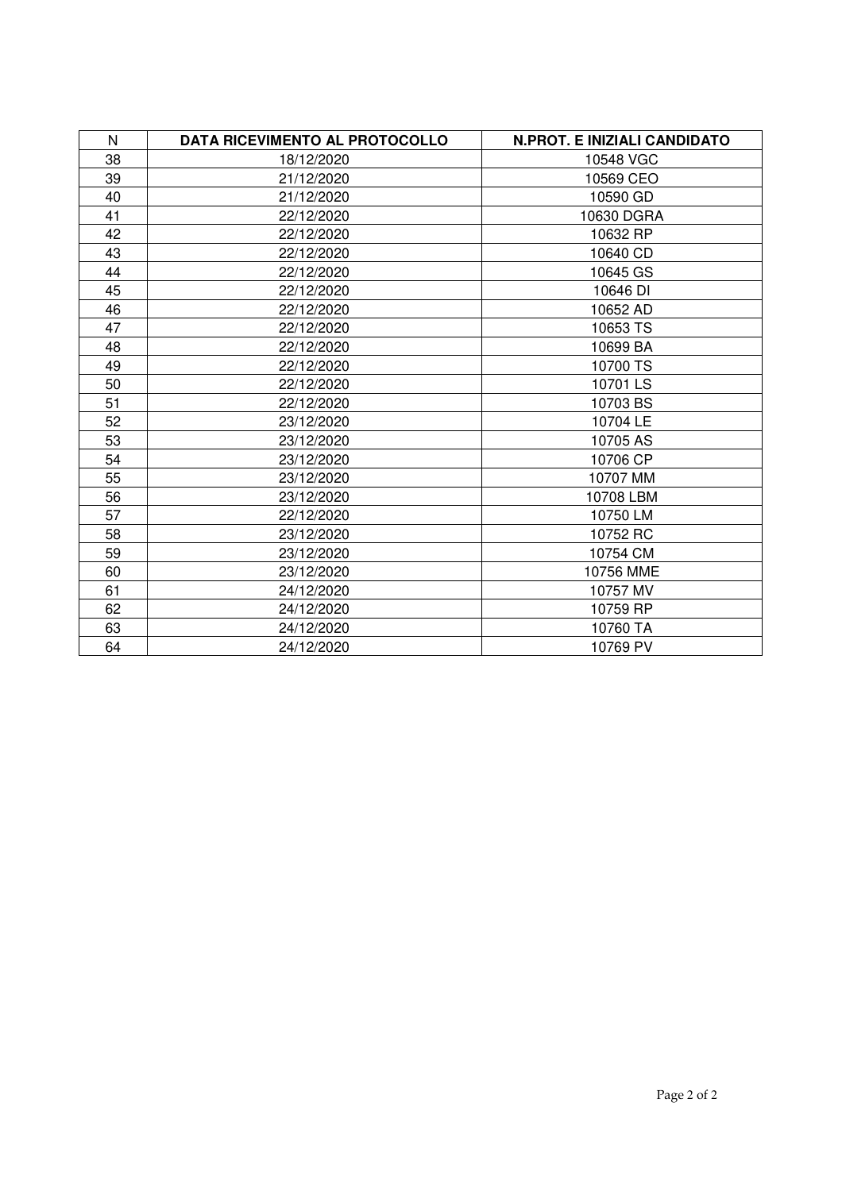| N | DATA RICEVIMENTO AL PROTOCOLLO | N.PROT. E INIZIALI CANDIDATO |
|---|---|---|
| 38 | 18/12/2020 | 10548 VGC |
| 39 | 21/12/2020 | 10569 CEO |
| 40 | 21/12/2020 | 10590 GD |
| 41 | 22/12/2020 | 10630 DGRA |
| 42 | 22/12/2020 | 10632 RP |
| 43 | 22/12/2020 | 10640 CD |
| 44 | 22/12/2020 | 10645 GS |
| 45 | 22/12/2020 | 10646 DI |
| 46 | 22/12/2020 | 10652 AD |
| 47 | 22/12/2020 | 10653 TS |
| 48 | 22/12/2020 | 10699 BA |
| 49 | 22/12/2020 | 10700 TS |
| 50 | 22/12/2020 | 10701 LS |
| 51 | 22/12/2020 | 10703 BS |
| 52 | 23/12/2020 | 10704 LE |
| 53 | 23/12/2020 | 10705 AS |
| 54 | 23/12/2020 | 10706 CP |
| 55 | 23/12/2020 | 10707 MM |
| 56 | 23/12/2020 | 10708 LBM |
| 57 | 22/12/2020 | 10750 LM |
| 58 | 23/12/2020 | 10752 RC |
| 59 | 23/12/2020 | 10754 CM |
| 60 | 23/12/2020 | 10756 MME |
| 61 | 24/12/2020 | 10757 MV |
| 62 | 24/12/2020 | 10759 RP |
| 63 | 24/12/2020 | 10760 TA |
| 64 | 24/12/2020 | 10769 PV |